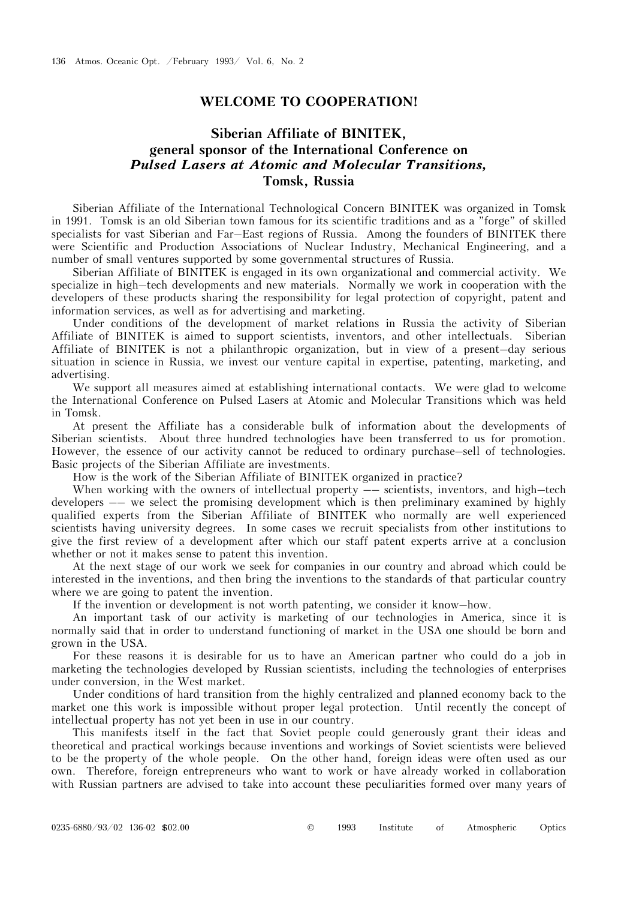# WELCOME TO COOPERATION!

## Siberian Affiliate of BINITEK, general sponsor of the International Conference on *Pulsed Lasers at Atomic and Molecular Transitions,* Tomsk, Russia

Siberian Affiliate of the International Technological Concern BINITEK was organized in Tomsk in 1991. Tomsk is an old Siberian town famous for its scientific traditions and as a "forge" of skilled specialists for vast Siberian and Far–East regions of Russia. Among the founders of BINITEK there were Scientific and Production Associations of Nuclear Industry, Mechanical Engineering, and a number of small ventures supported by some governmental structures of Russia.

Siberian Affiliate of BINITEK is engaged in its own organizational and commercial activity. We specialize in high–tech developments and new materials. Normally we work in cooperation with the developers of these products sharing the responsibility for legal protection of copyright, patent and information services, as well as for advertising and marketing.

Under conditions of the development of market relations in Russia the activity of Siberian Affiliate of BINITEK is aimed to support scientists, inventors, and other intellectuals. Siberian Affiliate of BINITEK is not a philanthropic organization, but in view of a present–day serious situation in science in Russia, we invest our venture capital in expertise, patenting, marketing, and advertising.

We support all measures aimed at establishing international contacts. We were glad to welcome the International Conference on Pulsed Lasers at Atomic and Molecular Transitions which was held in Tomsk.

At present the Affiliate has a considerable bulk of information about the developments of Siberian scientists. About three hundred technologies have been transferred to us for promotion. However, the essence of our activity cannot be reduced to ordinary purchase–sell of technologies. Basic projects of the Siberian Affiliate are investments.

How is the work of the Siberian Affiliate of BINITEK organized in practice?

When working with the owners of intellectual property –– scientists, inventors, and high–tech developers –– we select the promising development which is then preliminary examined by highly qualified experts from the Siberian Affiliate of BINITEK who normally are well experienced scientists having university degrees. In some cases we recruit specialists from other institutions to give the first review of a development after which our staff patent experts arrive at a conclusion whether or not it makes sense to patent this invention.

At the next stage of our work we seek for companies in our country and abroad which could be interested in the inventions, and then bring the inventions to the standards of that particular country where we are going to patent the invention.

If the invention or development is not worth patenting, we consider it know–how.

An important task of our activity is marketing of our technologies in America, since it is normally said that in order to understand functioning of market in the USA one should be born and grown in the USA.

For these reasons it is desirable for us to have an American partner who could do a job in marketing the technologies developed by Russian scientists, including the technologies of enterprises under conversion, in the West market.

Under conditions of hard transition from the highly centralized and planned economy back to the market one this work is impossible without proper legal protection. Until recently the concept of intellectual property has not yet been in use in our country.

This manifests itself in the fact that Soviet people could generously grant their ideas and theoretical and practical workings because inventions and workings of Soviet scientists were believed to be the property of the whole people. On the other hand, foreign ideas were often used as our own. Therefore, foreign entrepreneurs who want to work or have already worked in collaboration with Russian partners are advised to take into account these peculiarities formed over many years of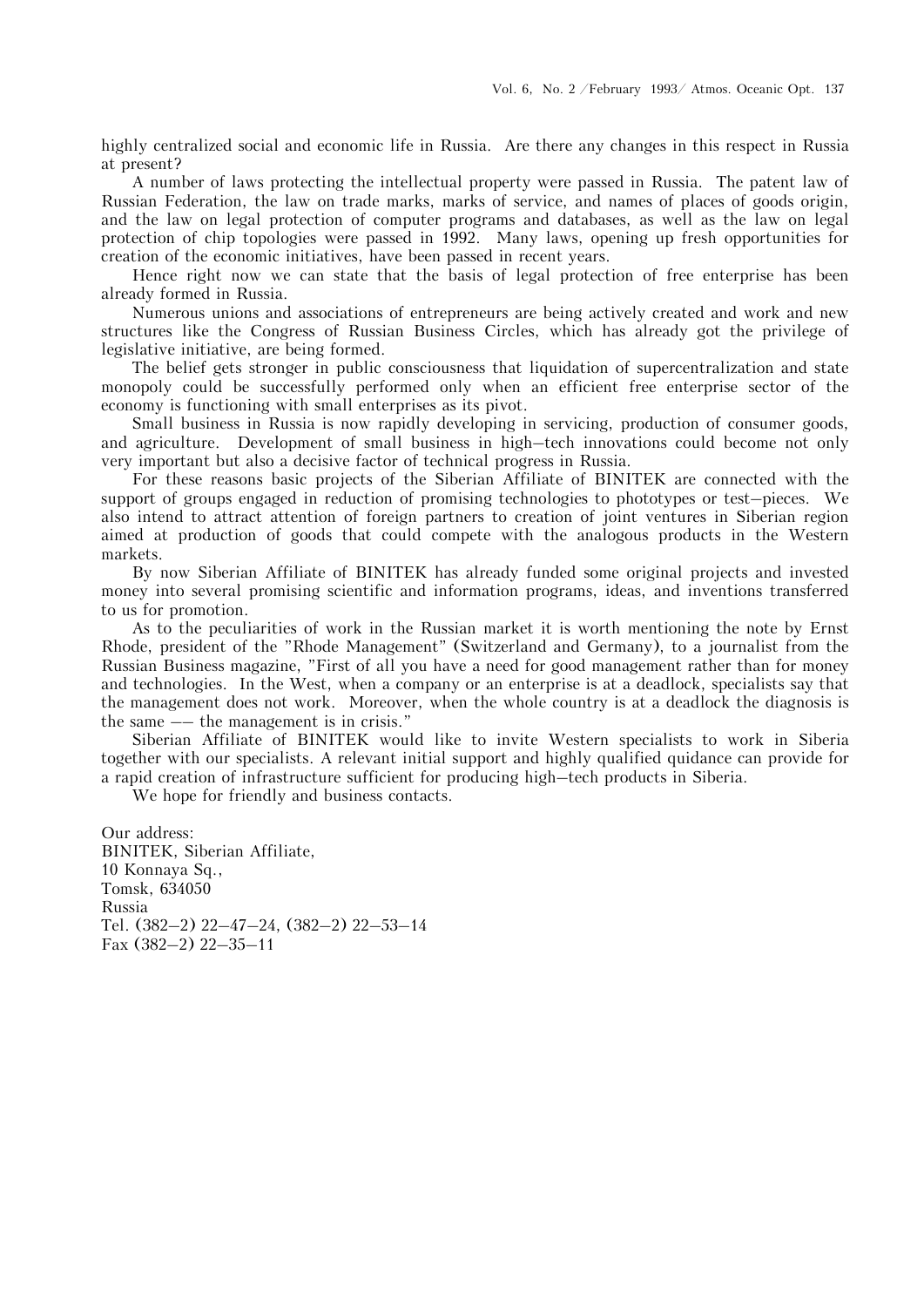highly centralized social and economic life in Russia. Are there any changes in this respect in Russia at present?

A number of laws protecting the intellectual property were passed in Russia. The patent law of Russian Federation, the law on trade marks, marks of service, and names of places of goods origin, and the law on legal protection of computer programs and databases, as well as the law on legal protection of chip topologies were passed in 1992. Many laws, opening up fresh opportunities for creation of the economic initiatives, have been passed in recent years.

Hence right now we can state that the basis of legal protection of free enterprise has been already formed in Russia.

Numerous unions and associations of entrepreneurs are being actively created and work and new structures like the Congress of Russian Business Circles, which has already got the privilege of legislative initiative, are being formed.

The belief gets stronger in public consciousness that liquidation of supercentralization and state monopoly could be successfully performed only when an efficient free enterprise sector of the economy is functioning with small enterprises as its pivot.

Small business in Russia is now rapidly developing in servicing, production of consumer goods, and agriculture. Development of small business in high–tech innovations could become not only very important but also a decisive factor of technical progress in Russia.

For these reasons basic projects of the Siberian Affiliate of BINITEK are connected with the support of groups engaged in reduction of promising technologies to phototypes or test–pieces. We also intend to attract attention of foreign partners to creation of joint ventures in Siberian region aimed at production of goods that could compete with the analogous products in the Western markets.

By now Siberian Affiliate of BINITEK has already funded some original projects and invested money into several promising scientific and information programs, ideas, and inventions transferred to us for promotion.

As to the peculiarities of work in the Russian market it is worth mentioning the note by Ernst Rhode, president of the "Rhode Management" (Switzerland and Germany), to a journalist from the Russian Business magazine, "First of all you have a need for good management rather than for money and technologies. In the West, when a company or an enterprise is at a deadlock, specialists say that the management does not work. Moreover, when the whole country is at a deadlock the diagnosis is the same –– the management is in crisis."

Siberian Affiliate of BINITEK would like to invite Western specialists to work in Siberia together with our specialists. A relevant initial support and highly qualified quidance can provide for a rapid creation of infrastructure sufficient for producing high–tech products in Siberia.

We hope for friendly and business contacts.

Our address:  
BINITEK, Siberian Affiliate,  
10 Konnaya Sq.,  
Tomsk, 634050  
Russia  
Tel. (382–2) 22–47–24, (382–2) 22–53–14  
Fax (382–2) 22–35–11